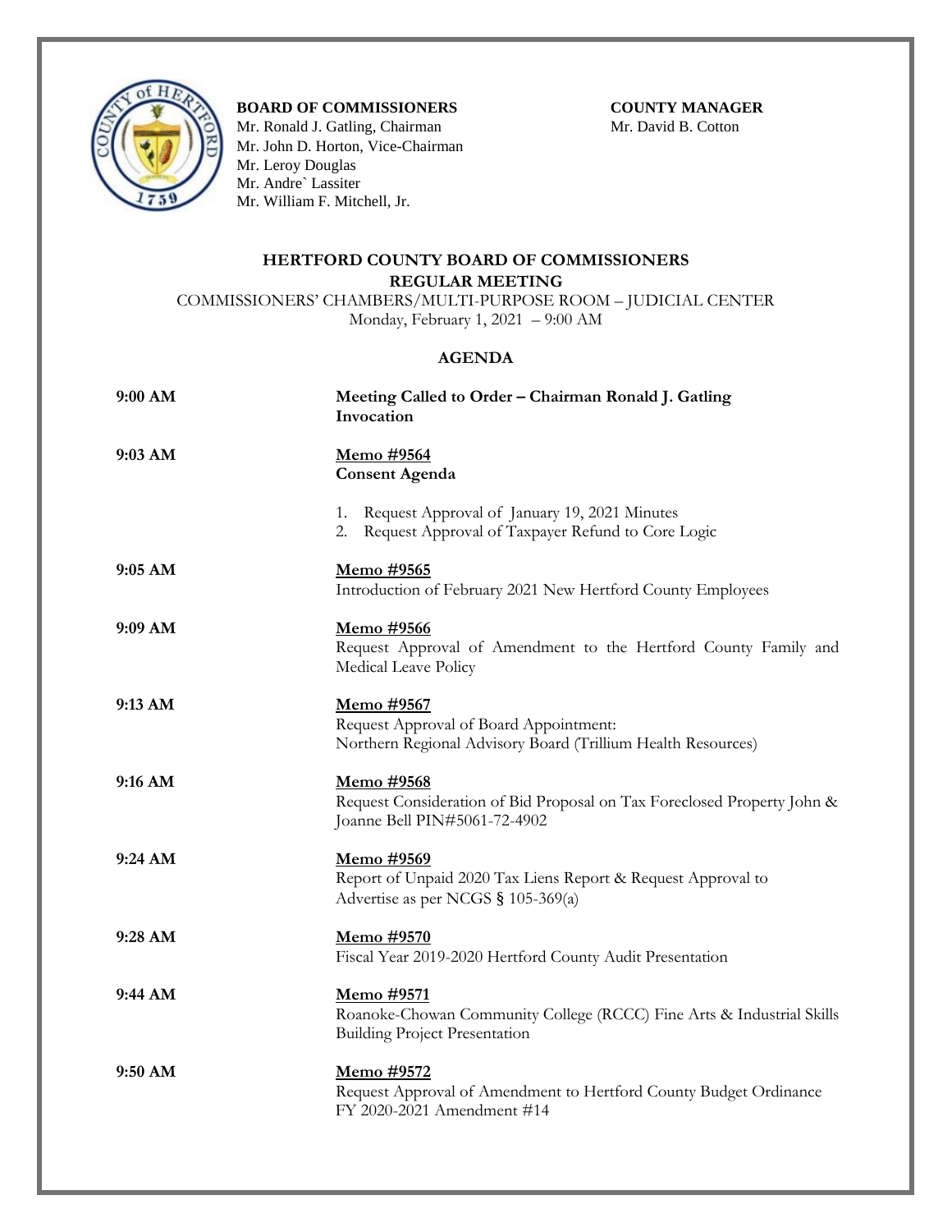**BOARD OF COMMISSIONERS**
Mr. Ronald J. Gatling, Chairman
Mr. John D. Horton, Vice-Chairman
Mr. Leroy Douglas
Mr. Andre` Lassiter
Mr. William F. Mitchell, Jr.

**COUNTY MANAGER**
Mr. David B. Cotton

# HERTFORD COUNTY BOARD OF COMMISSIONERS

## REGULAR MEETING

COMMISSIONERS' CHAMBERS/MULTI-PURPOSE ROOM – JUDICIAL CENTER
Monday, February 1, 2021 – 9:00 AM

## AGENDA

**9:00 AM** — **Meeting Called to Order – Chairman Ronald J. Gatling**
**Invocation**

**9:03 AM** — **Memo #9564**
**Consent Agenda**

1. Request Approval of January 19, 2021 Minutes
2. Request Approval of Taxpayer Refund to Core Logic

**9:05 AM** — **Memo #9565**
Introduction of February 2021 New Hertford County Employees

**9:09 AM** — **Memo #9566**
Request Approval of Amendment to the Hertford County Family and Medical Leave Policy

**9:13 AM** — **Memo #9567**
Request Approval of Board Appointment:
Northern Regional Advisory Board (Trillium Health Resources)

**9:16 AM** — **Memo #9568**
Request Consideration of Bid Proposal on Tax Foreclosed Property John & Joanne Bell PIN#5061-72-4902

**9:24 AM** — **Memo #9569**
Report of Unpaid 2020 Tax Liens Report & Request Approval to Advertise as per NCGS § 105-369(a)

**9:28 AM** — **Memo #9570**
Fiscal Year 2019-2020 Hertford County Audit Presentation

**9:44 AM** — **Memo #9571**
Roanoke-Chowan Community College (RCCC) Fine Arts & Industrial Skills Building Project Presentation

**9:50 AM** — **Memo #9572**
Request Approval of Amendment to Hertford County Budget Ordinance FY 2020-2021 Amendment #14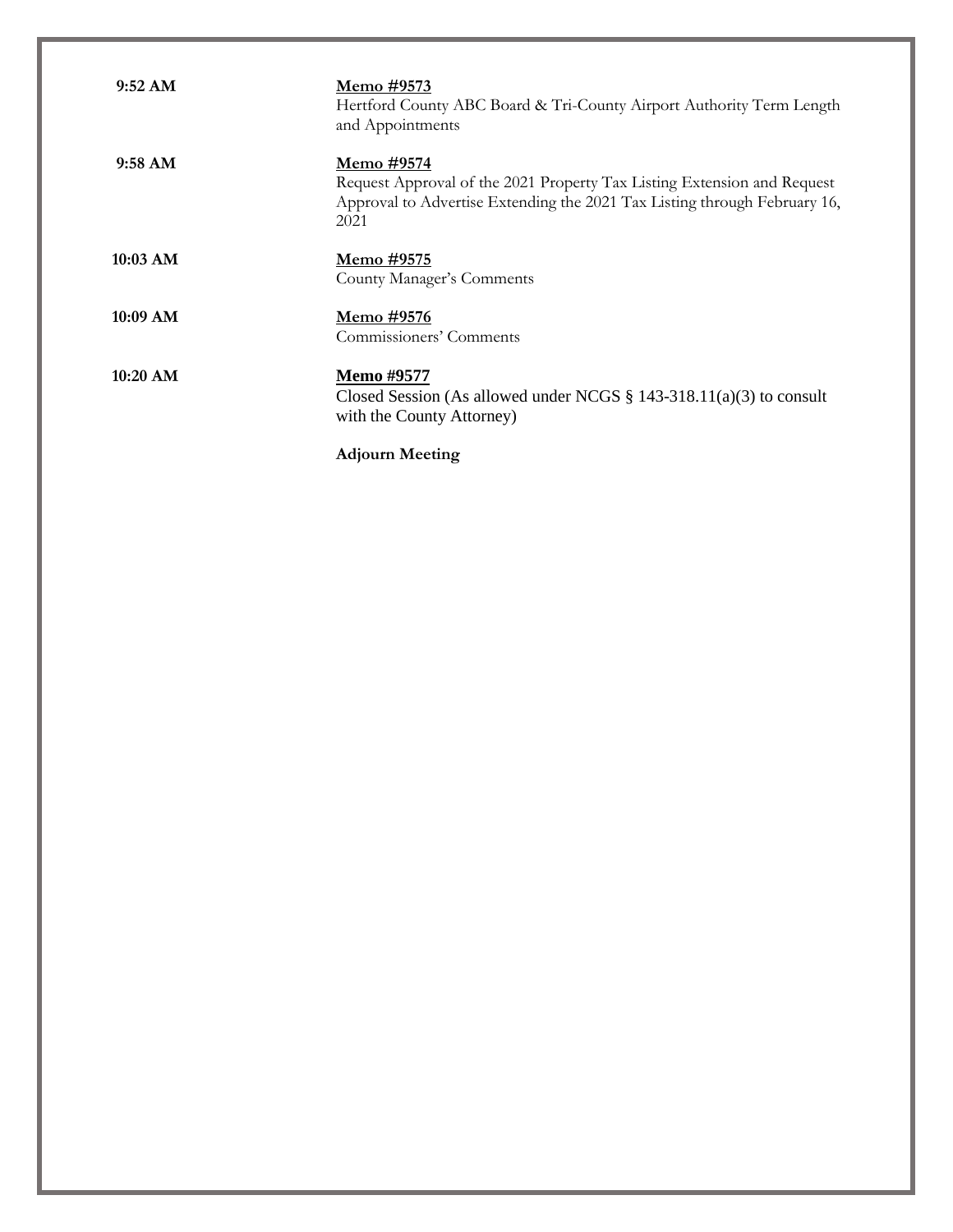**9:52 AM**

**Memo #9573**
Hertford County ABC Board & Tri-County Airport Authority Term Length and Appointments

**9:58 AM**

**Memo #9574**
Request Approval of the 2021 Property Tax Listing Extension and Request Approval to Advertise Extending the 2021 Tax Listing through February 16, 2021

**10:03 AM**

**Memo #9575**
County Manager's Comments

**10:09 AM**

**Memo #9576**
Commissioners' Comments

**10:20 AM**

**Memo #9577**
Closed Session (As allowed under NCGS § 143-318.11(a)(3) to consult with the County Attorney)

**Adjourn Meeting**